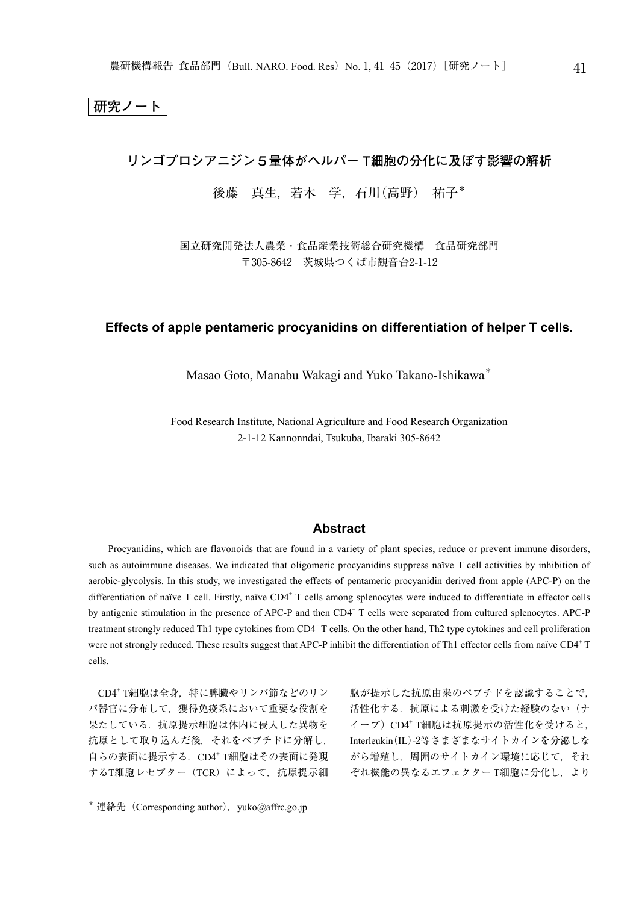研究ノート

# リンゴプロシアニジン５量体がヘルパーT細胞の分化に及ぼす影響の解析

後藤　真生，若木　学，石川(高野)　祐子[*]

国立研究開発法人農業・食品産業技術総合研究機構　食品研究部門
〒305-8642　茨城県つくば市観音台2-1-12

## Effects of apple pentameric procyanidins on differentiation of helper T cells.

Masao Goto, Manabu Wakagi and Yuko Takano-Ishikawa[*]

Food Research Institute, National Agriculture and Food Research Organization
2-1-12 Kannonndai, Tsukuba, Ibaraki 305-8642

### Abstract

Procyanidins, which are flavonoids that are found in a variety of plant species, reduce or prevent immune disorders, such as autoimmune diseases. We indicated that oligomeric procyanidins suppress naïve T cell activities by inhibition of aerobic-glycolysis. In this study, we investigated the effects of pentameric procyanidin derived from apple (APC-P) on the differentiation of naïve T cell. Firstly, naïve $CD4^+$ T cells among splenocytes were induced to differentiate in effector cells by antigenic stimulation in the presence of APC-P and then $CD4^+$ T cells were separated from cultured splenocytes. APC-P treatment strongly reduced Th1 type cytokines from $CD4^+$ T cells. On the other hand, Th2 type cytokines and cell proliferation were not strongly reduced. These results suggest that APC-P inhibit the differentiation of Th1 effector cells from naïve $CD4^+$ T cells.

$CD4^+$ T細胞は全身，特に脾臓やリンパ節などのリンパ器官に分布して，獲得免疫系において重要な役割を果たしている．抗原提示細胞は体内に侵入した異物を抗原として取り込んだ後，それをペプチドに分解し，自らの表面に提示する．$CD4^+$ T細胞はその表面に発現するT細胞レセプター（TCR）によって，抗原提示細胞が提示した抗原由来のペプチドを認識することで，活性化する．抗原による刺激を受けた経験のない（ナイーブ）$CD4^+$ T細胞は抗原提示の活性化を受けると，Interleukin(IL)-2等さまざまなサイトカインを分泌しながら増殖し，周囲のサイトカイン環境に応じて，それぞれ機能の異なるエフェクターT細胞に分化し，より

[*] 連絡先（Corresponding author），yuko@affrc.go.jp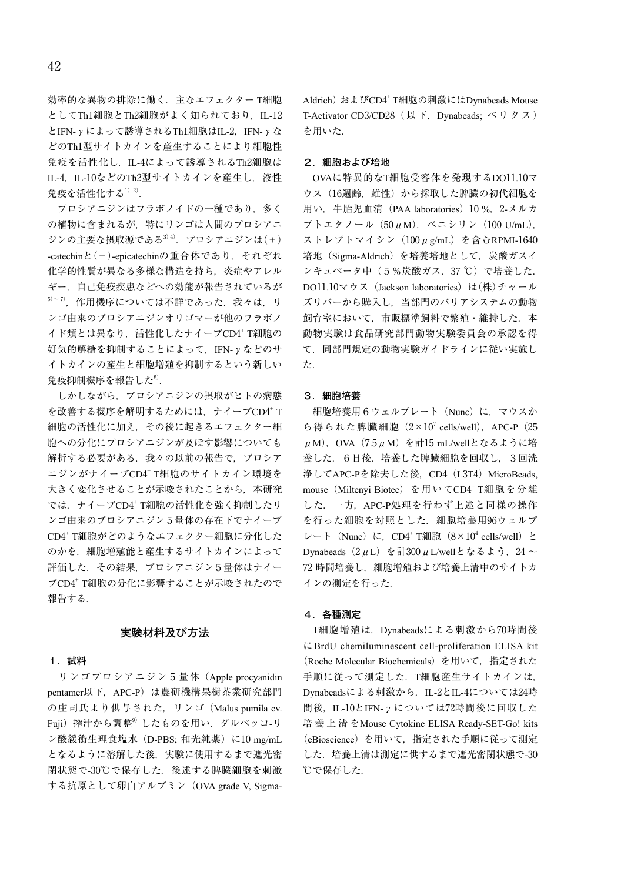効率的な異物の排除に働く．主なエフェクター T細胞としてTh1細胞とTh2細胞がよく知られており，IL-12とIFN-γによって誘導されるTh1細胞はIL-2，IFN-γなどのTh1型サイトカインを産生することにより細胞性免疫を活性化し，IL-4によって誘導されるTh2細胞はIL-4，IL-10などのTh2型サイトカインを産生し，液性免疫を活性化する[1) 2)]．

プロシアニジンはフラボノイドの一種であり，多くの植物に含まれるが，特にリンゴは人間のプロシアニジンの主要な摂取源である[3) 4)]．プロシアニジンは(+)-catechinと(−)-epicatechinの重合体であり，それぞれ化学的性質が異なる多様な構造を持ち，炎症やアレルギー，自己免疫疾患などへの効能が報告されているが[5)〜7)]，作用機序については不詳であった．我々は，リンゴ由来のプロシアニジンオリゴマーが他のフラボノイド類とは異なり，活性化したナイーブCD4$^+$ T細胞の好気的解糖を抑制することによって，IFN-γなどのサイトカインの産生と細胞増殖を抑制するという新しい免疫抑制機序を報告した[8)]．

しかしながら，プロシアニジンの摂取がヒトの病態を改善する機序を解明するためには，ナイーブCD4$^+$ T細胞の活性化に加え，その後に起きるエフェクター細胞への分化にプロシアニジンが及ぼす影響についても解析する必要がある．我々の以前の報告で，プロシアニジンがナイーブCD4$^+$ T細胞のサイトカイン環境を大きく変化させることが示唆されたことから，本研究では，ナイーブCD4$^+$ T細胞の活性化を強く抑制したリンゴ由来のプロシアニジン５量体の存在下でナイーブCD4$^+$ T細胞がどのようなエフェクター細胞に分化したのかを，細胞増殖能と産生するサイトカインによって評価した．その結果，プロシアニジン５量体はナイーブCD4$^+$ T細胞の分化に影響することが示唆されたので報告する．

## 実験材料及び方法

### 1．試料

リンゴプロシアニジン５量体（Apple procyanidin pentamer以下，APC-P）は農研機構果樹茶業研究部門の庄司氏より供与された，リンゴ（Malus pumila cv. Fuji）搾汁から調整[9)]したものを用い，ダルベッコ-リン酸緩衝生理食塩水（D-PBS; 和光純薬）に10 mg/mLとなるように溶解した後，実験に使用するまで遮光密閉状態で-30℃で保存した．後述する脾臓細胞を刺激する抗原として卵白アルブミン（OVA grade V, Sigma-Aldrich）およびCD4$^+$ T細胞の刺激にはDynabeads Mouse T-Activator CD3/CD28（以下，Dynabeads; ベリタス）を用いた．

### 2．細胞および培地

OVAに特異的なT細胞受容体を発現するDO11.10マウス（16週齢，雄性）から採取した脾臓の初代細胞を用い，牛胎児血清（PAA laboratories）10 %，2-メルカプトエタノール（50 μM），ペニシリン（100 U/mL），ストレプトマイシン（100 μg/mL）を含むRPMI-1640培地（Sigma-Aldrich）を培養培地として，炭酸ガスインキュベータ中（５%炭酸ガス，37 ℃）で培養した．DO11.10マウス（Jackson laboratories）は(株)チャールズリバーから購入し，当部門のバリアシステムの動物飼育室において，市販標準飼料で繁殖・維持した．本動物実験は食品研究部門動物実験委員会の承認を得て，同部門規定の動物実験ガイドラインに従い実施した．

### 3．細胞培養

細胞培養用６ウェルプレート（Nunc）に，マウスから得られた脾臓細胞（$2\times10^7$ cells/well），APC-P（25 μM），OVA（7.5 μM）を計15 mL/wellとなるように培養した．６日後，培養した脾臓細胞を回収し，３回洗浄してAPC-Pを除去した後，CD4（L3T4）MicroBeads, mouse（Miltenyi Biotec）を用いてCD4$^+$ T細胞を分離した．一方，APC-P処理を行わず上述と同様の操作を行った細胞を対照とした．細胞培養用96ウェルプレート（Nunc）に，CD4$^+$ T細胞（$8\times10^4$ cells/well）とDynabeads（2 μL）を計300 μL/wellとなるよう，24〜72 時間培養し，細胞増殖および培養上清中のサイトカインの測定を行った．

### 4．各種測定

T細胞増殖は，Dynabeadsによる刺激から70時間後にBrdU chemiluminescent cell-proliferation ELISA kit（Roche Molecular Biochemicals）を用いて，指定された手順に従って測定した．T細胞産生サイトカインは，Dynabeadsによる刺激から，IL-2とIL-4については24時間後，IL-10とIFN-γについては72時間後に回収した培養上清をMouse Cytokine ELISA Ready-SET-Go! kits（eBioscience）を用いて，指定された手順に従って測定した．培養上清は測定に供するまで遮光密閉状態で-30℃で保存した．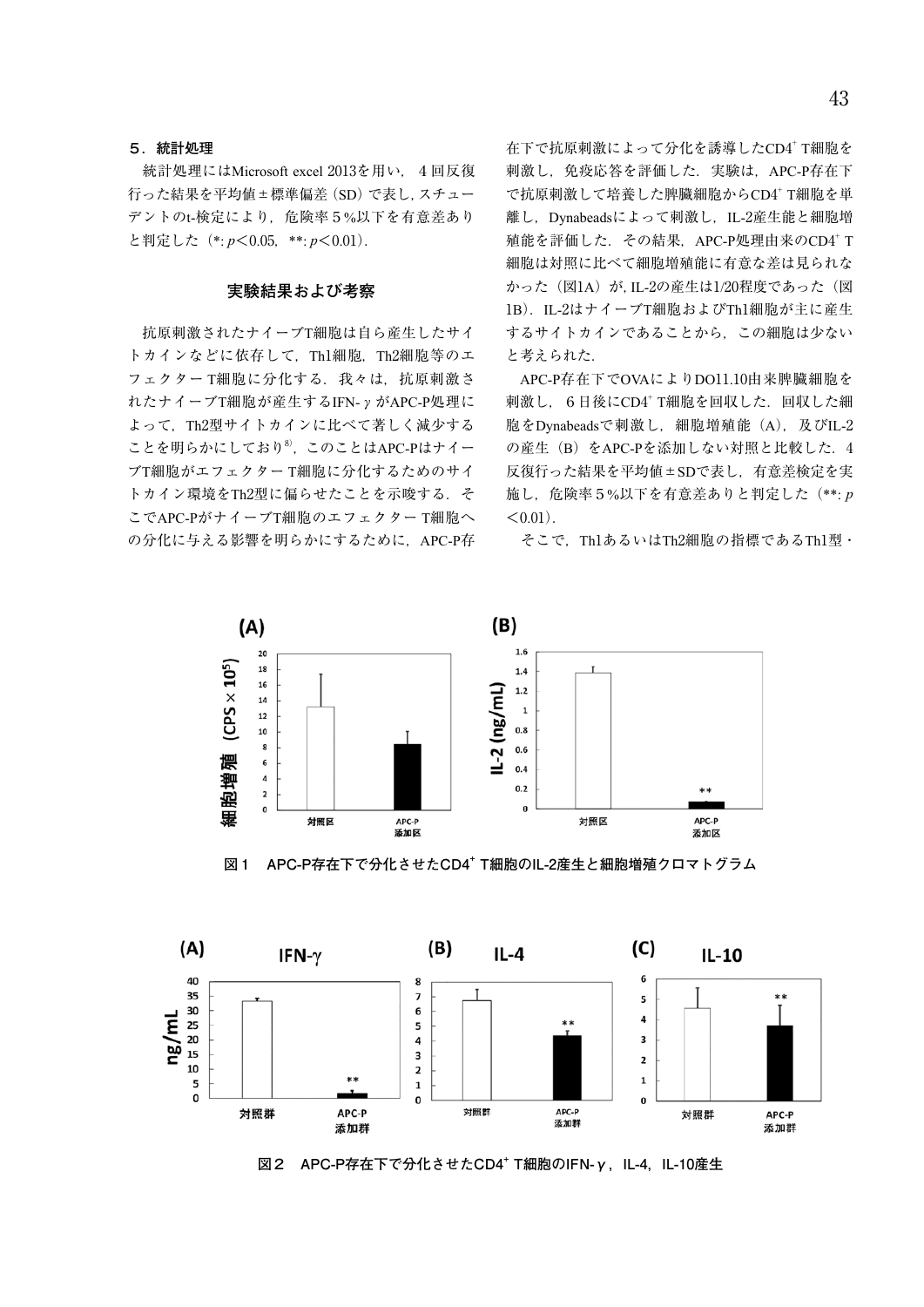### 5．統計処理

統計処理にはMicrosoft excel 2013を用い，４回反復行った結果を平均値±標準偏差（SD）で表し，スチューデントのt-検定により，危険率５%以下を有意差ありと判定した（*: $p<0.05$，**: $p<0.01$）．

## 実験結果および考察

抗原刺激されたナイーブT細胞は自ら産生したサイトカインなどに依存して，Th1細胞，Th2細胞等のエフェクター T細胞に分化する．我々は，抗原刺激されたナイーブT細胞が産生するIFN-γがAPC-P処理によって，Th2型サイトカインに比べて著しく減少することを明らかにしており[8]，このことはAPC-Pはナイーブ T細胞がエフェクター T細胞に分化するためのサイトカイン環境をTh2型に偏らせたことを示唆する．そこでAPC-Pがナイーブ T細胞のエフェクター T細胞への分化に与える影響を明らかにするために，APC-P存在下で抗原刺激によって分化を誘導した$CD4^+$ T細胞を刺激し，免疫応答を評価した．実験は，APC-P存在下で抗原刺激して培養した脾臓細胞から$CD4^+$ T細胞を単離し，Dynabeadsによって刺激し，IL-2産生能と細胞増殖能を評価した．その結果，APC-P処理由来の$CD4^+$ T細胞は対照に比べて細胞増殖能に有意な差は見られなかった（図1A）が，IL-2の産生は1/20程度であった（図1B）．IL-2はナイーブT細胞およびTh1細胞が主に産生するサイトカインであることから，この細胞は少ないと考えられた．

APC-P存在下でOVAによりDO11.10由来脾臓細胞を刺激し，６日後に$CD4^+$ T細胞を回収した．回収した細胞をDynabeadsで刺激し，細胞増殖能（A），及びIL-2の産生（B）をAPC-Pを添加しない対照と比較した．４反復行った結果を平均値±SDで表し，有意差検定を実施し，危険率５%以下を有意差ありと判定した（**: $p<0.01$）．

そこで，Th1あるいはTh2細胞の指標であるTh1型・

図１　APC-P存在下で分化させた$CD4^+$ T細胞のIL-2産生と細胞増殖クロマトグラム

図２　APC-P存在下で分化させた$CD4^+$ T細胞のIFN-γ，IL-4，IL-10産生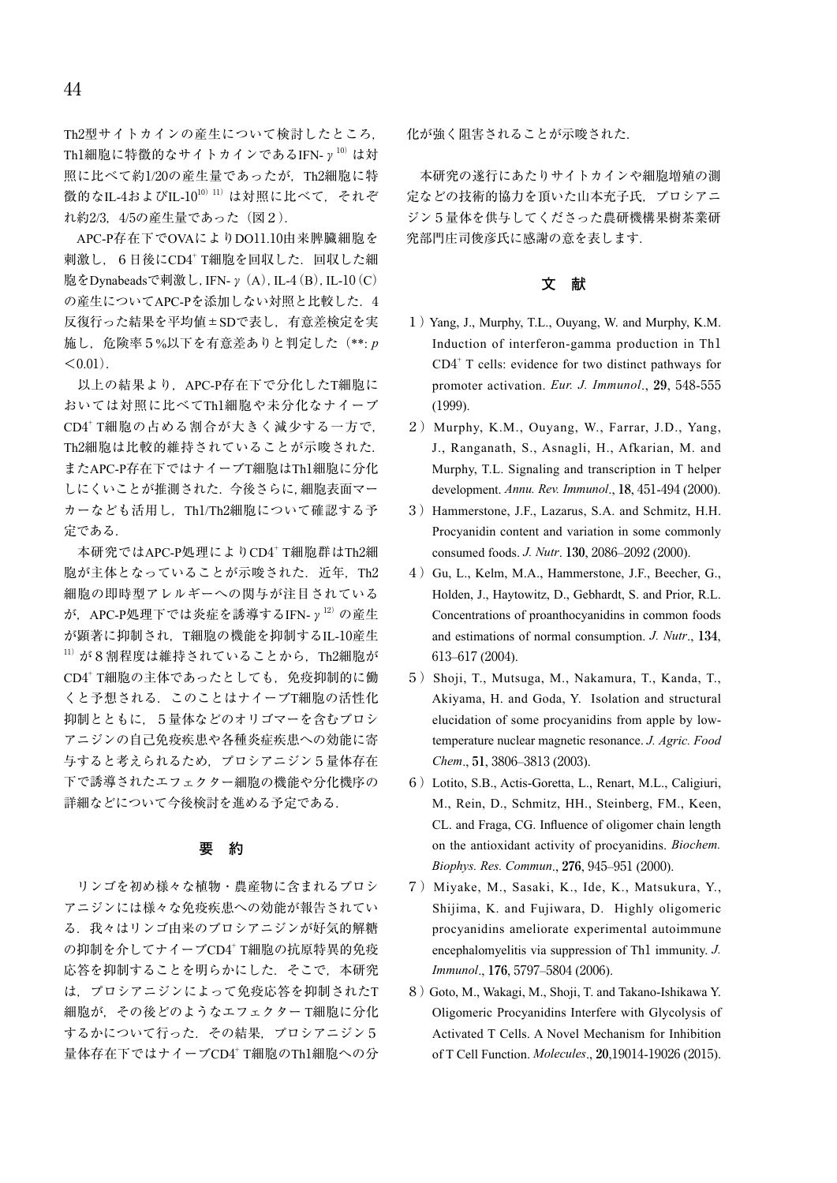Th2型サイトカインの産生について検討したところ，Th1細胞に特徴的なサイトカインであるIFN-$\gamma$[10]は対照に比べて約1/20の産生量であったが，Th2細胞に特徴的なIL-4およびIL-10[10) 11)]は対照に比べて，それぞれ約2/3，4/5の産生量であった（図２）．

APC-P存在下でOVAによりDO11.10由来脾臓細胞を刺激し，６日後に$CD4^+$ T細胞を回収した．回収した細胞をDynabeadsで刺激し，IFN-$\gamma$（A），IL-4（B），IL-10（C）の産生についてAPC-Pを添加しない対照と比較した．4反復行った結果を平均値±SDで表し，有意差検定を実施し，危険率５%以下を有意差ありと判定した（**: $p < 0.01$）．

以上の結果より，APC-P存在下で分化したT細胞においては対照に比べてTh1細胞や未分化なナイーブ$CD4^+$ T細胞の占める割合が大きく減少する一方で，Th2細胞は比較的維持されていることが示唆された．またAPC-P存在下ではナイーブT細胞はTh1細胞に分化しにくいことが推測された．今後さらに，細胞表面マーカーなども活用し，Th1/Th2細胞について確認する予定である．

本研究ではAPC-P処理により$CD4^+$ T細胞群はTh2細胞が主体となっていることが示唆された．近年，Th2細胞の即時型アレルギーへの関与が注目されているが，APC-P処理下では炎症を誘導するIFN-$\gamma$[12]の産生が顕著に抑制され，T細胞の機能を抑制するIL-10産生[11]が８割程度は維持されていることから，Th2細胞が$CD4^+$ T細胞の主体であったとしても，免疫抑制的に働くと予想される．このことはナイーブT細胞の活性化抑制とともに，５量体などのオリゴマーを含むプロシアニジンの自己免疫疾患や各種炎症疾患への効能に寄与すると考えられるため，プロシアニジン５量体存在下で誘導されたエフェクター細胞の機能や分化機序の詳細などについて今後検討を進める予定である．

## 要　約

リンゴを初め様々な植物・農産物に含まれるプロシアニジンには様々な免疫疾患への効能が報告されている．我々はリンゴ由来のプロシアニジンが好気的解糖の抑制を介してナイーブ$CD4^+$ T細胞の抗原特異的免疫応答を抑制することを明らかにした．そこで，本研究は，プロシアニジンによって免疫応答を抑制されたT細胞が，その後どのようなエフェクター T細胞に分化するかについて行った．その結果，プロシアニジン５量体存在下ではナイーブ$CD4^+$ T細胞のTh1細胞への分化が強く阻害されることが示唆された．

本研究の遂行にあたりサイトカインや細胞増殖の測定などの技術的協力を頂いた山本充子氏，プロシアニジン５量体を供与してくださった農研機構果樹茶業研究部門庄司俊彦氏に感謝の意を表します．

## 文　献

1）Yang, J., Murphy, T.L., Ouyang, W. and Murphy, K.M. Induction of interferon-gamma production in Th1 $CD4^+$ T cells: evidence for two distinct pathways for promoter activation. *Eur. J. Immunol*., **29**, 548-555 (1999).

2）Murphy, K.M., Ouyang, W., Farrar, J.D., Yang, J., Ranganath, S., Asnagli, H., Afkarian, M. and Murphy, T.L. Signaling and transcription in T helper development. *Annu. Rev. Immunol*., **18**, 451-494 (2000).

3）Hammerstone, J.F., Lazarus, S.A. and Schmitz, H.H. Procyanidin content and variation in some commonly consumed foods. *J. Nutr*. **130**, 2086–2092 (2000).

4）Gu, L., Kelm, M.A., Hammerstone, J.F., Beecher, G., Holden, J., Haytowitz, D., Gebhardt, S. and Prior, R.L. Concentrations of proanthocyanidins in common foods and estimations of normal consumption. *J. Nutr*., **134**, 613–617 (2004).

5）Shoji, T., Mutsuga, M., Nakamura, T., Kanda, T., Akiyama, H. and Goda, Y. Isolation and structural elucidation of some procyanidins from apple by low-temperature nuclear magnetic resonance. *J. Agric. Food Chem*., **51**, 3806–3813 (2003).

6）Lotito, S.B., Actis-Goretta, L., Renart, M.L., Caligiuri, M., Rein, D., Schmitz, HH., Steinberg, FM., Keen, CL. and Fraga, CG. Influence of oligomer chain length on the antioxidant activity of procyanidins. *Biochem. Biophys. Res. Commun*., **276**, 945–951 (2000).

7）Miyake, M., Sasaki, K., Ide, K., Matsukura, Y., Shijima, K. and Fujiwara, D. Highly oligomeric procyanidins ameliorate experimental autoimmune encephalomyelitis via suppression of Th1 immunity. *J. Immunol*., **176**, 5797–5804 (2006).

8）Goto, M., Wakagi, M., Shoji, T. and Takano-Ishikawa Y. Oligomeric Procyanidins Interfere with Glycolysis of Activated T Cells. A Novel Mechanism for Inhibition of T Cell Function. *Molecules*., **20**,19014-19026 (2015).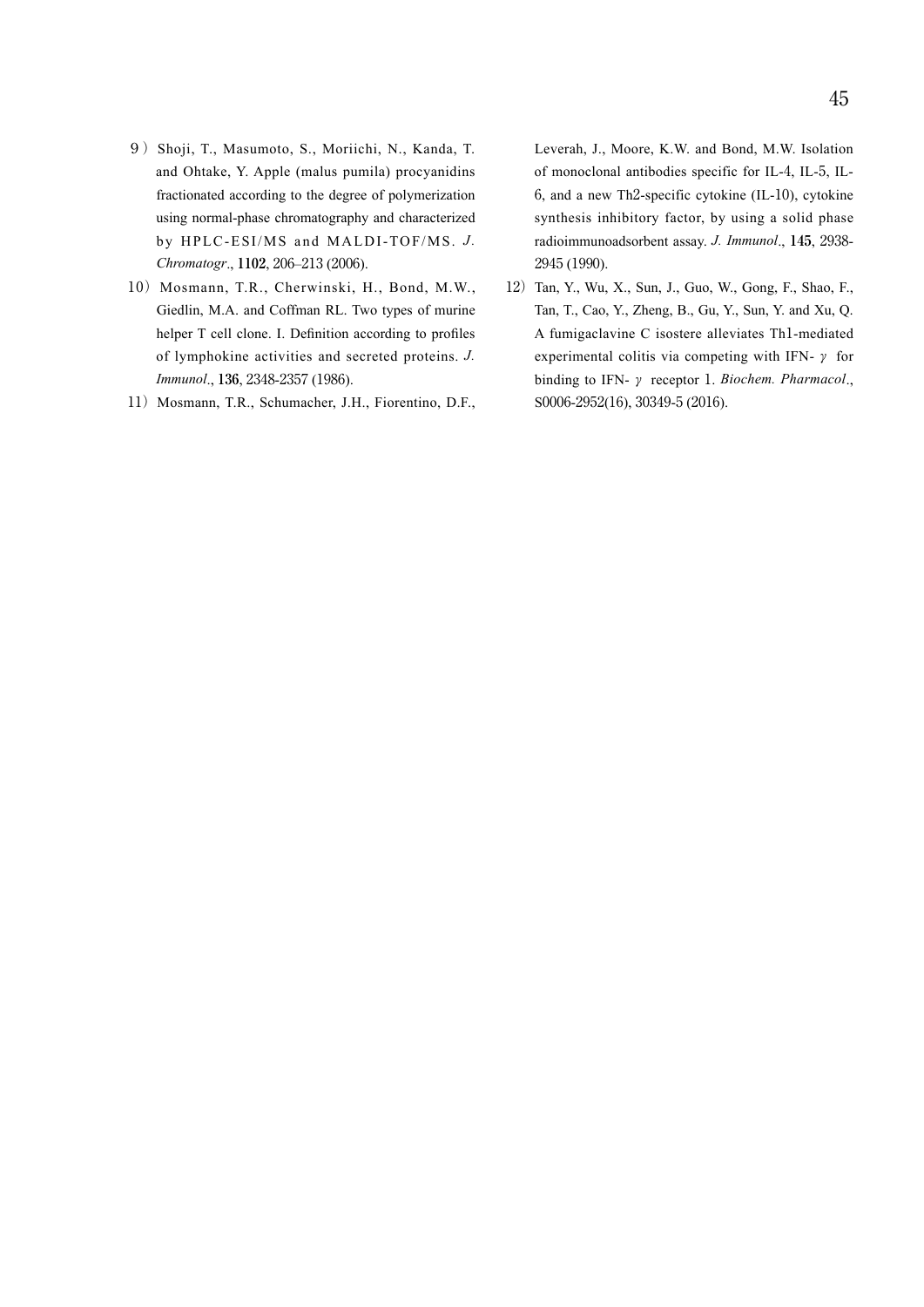9) Shoji, T., Masumoto, S., Moriichi, N., Kanda, T. and Ohtake, Y. Apple (malus pumila) procyanidins fractionated according to the degree of polymerization using normal-phase chromatography and characterized by HPLC-ESI/MS and MALDI-TOF/MS. *J. Chromatogr*., **1102**, 206–213 (2006).

10) Mosmann, T.R., Cherwinski, H., Bond, M.W., Giedlin, M.A. and Coffman RL. Two types of murine helper T cell clone. I. Definition according to profiles of lymphokine activities and secreted proteins. *J. Immunol*., **136**, 2348-2357 (1986).

11) Mosmann, T.R., Schumacher, J.H., Fiorentino, D.F., Leverah, J., Moore, K.W. and Bond, M.W. Isolation of monoclonal antibodies specific for IL-4, IL-5, IL-6, and a new Th2-specific cytokine (IL-10), cytokine synthesis inhibitory factor, by using a solid phase radioimmunoadsorbent assay. *J. Immunol*., **145**, 2938-2945 (1990).

12) Tan, Y., Wu, X., Sun, J., Guo, W., Gong, F., Shao, F., Tan, T., Cao, Y., Zheng, B., Gu, Y., Sun, Y. and Xu, Q. A fumigaclavine C isostere alleviates Th1-mediated experimental colitis via competing with IFN-$\gamma$ for binding to IFN-$\gamma$ receptor 1. *Biochem. Pharmacol*., S0006-2952(16), 30349-5 (2016).